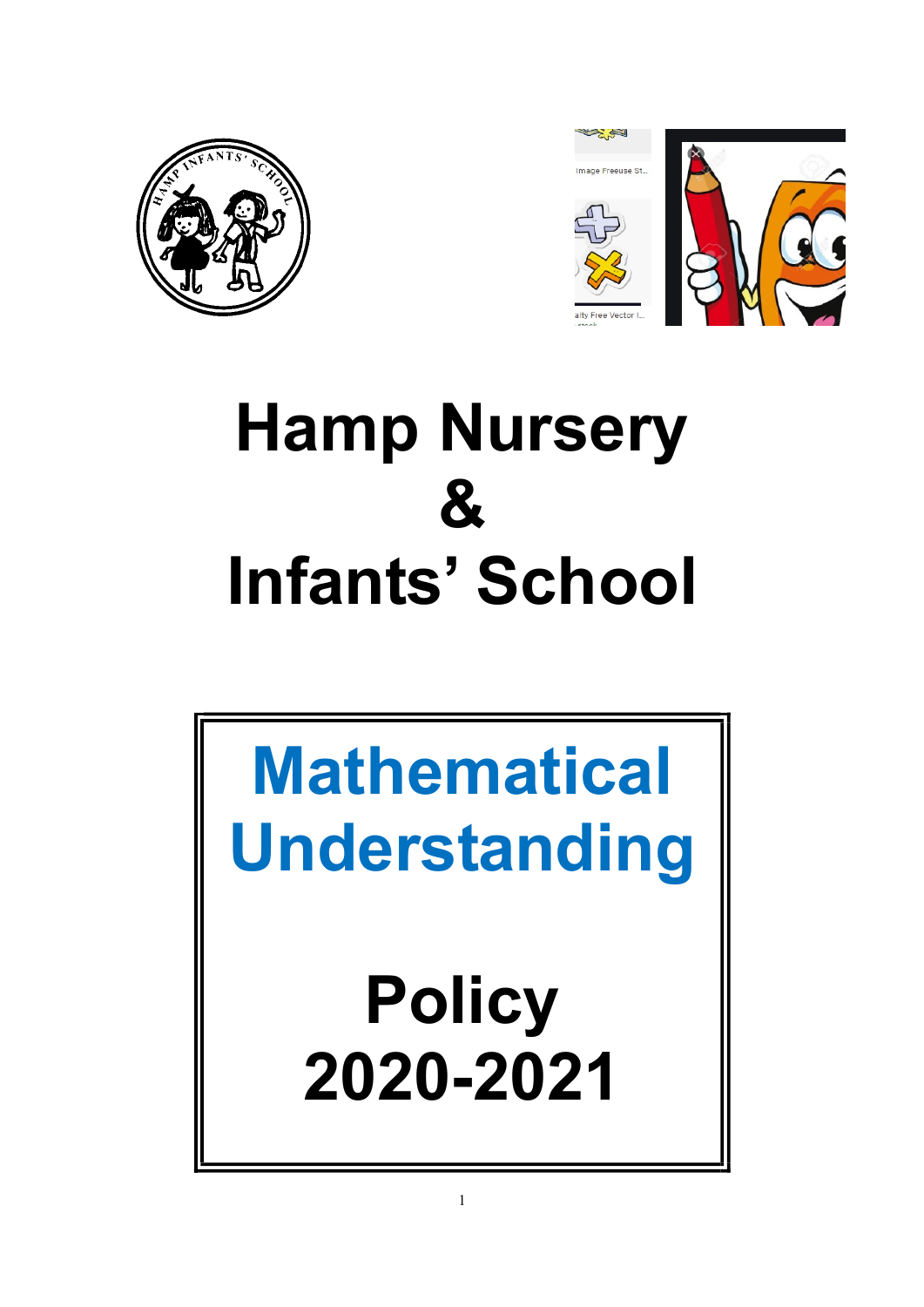# Hamp Nursery & Infants' School

## Mathematical Understanding

## Policy 2020-2021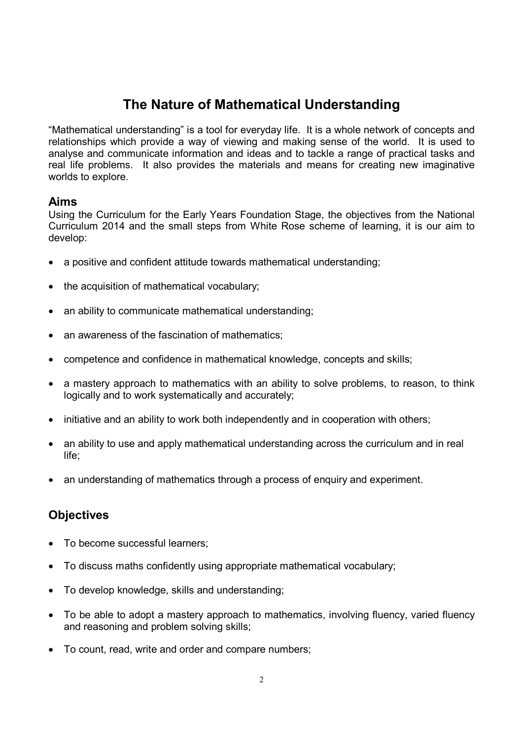# The Nature of Mathematical Understanding

"Mathematical understanding" is a tool for everyday life. It is a whole network of concepts and relationships which provide a way of viewing and making sense of the world. It is used to analyse and communicate information and ideas and to tackle a range of practical tasks and real life problems. It also provides the materials and means for creating new imaginative worlds to explore.

## Aims

Using the Curriculum for the Early Years Foundation Stage, the objectives from the National Curriculum 2014 and the small steps from White Rose scheme of learning, it is our aim to develop:

- a positive and confident attitude towards mathematical understanding;
- the acquisition of mathematical vocabulary;
- an ability to communicate mathematical understanding;
- an awareness of the fascination of mathematics;
- competence and confidence in mathematical knowledge, concepts and skills;
- a mastery approach to mathematics with an ability to solve problems, to reason, to think logically and to work systematically and accurately;
- initiative and an ability to work both independently and in cooperation with others;
- an ability to use and apply mathematical understanding across the curriculum and in real life;
- an understanding of mathematics through a process of enquiry and experiment.

## Objectives

- To become successful learners;
- To discuss maths confidently using appropriate mathematical vocabulary;
- To develop knowledge, skills and understanding;
- To be able to adopt a mastery approach to mathematics, involving fluency, varied fluency and reasoning and problem solving skills;
- To count, read, write and order and compare numbers;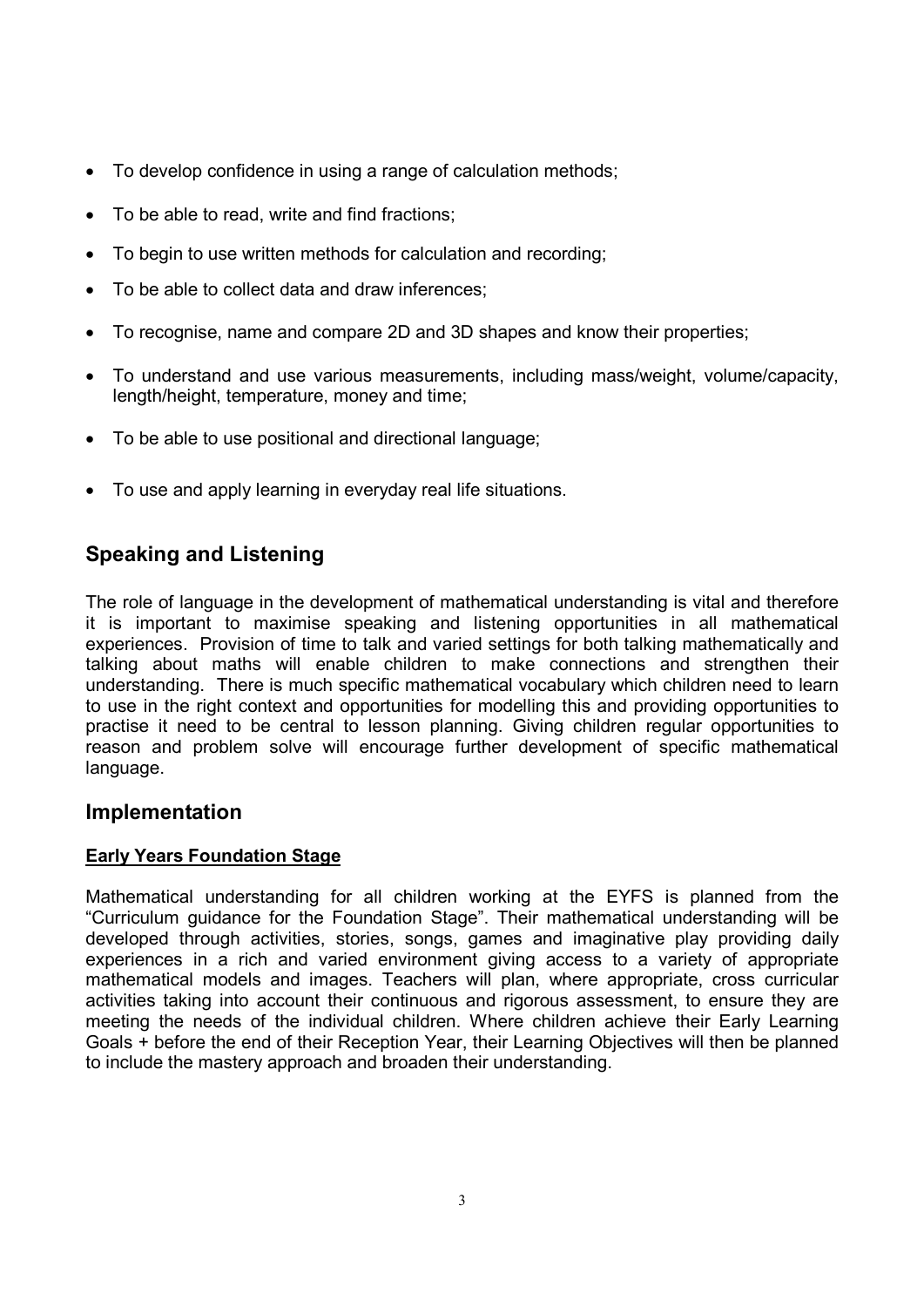- To develop confidence in using a range of calculation methods;
- To be able to read, write and find fractions;
- To begin to use written methods for calculation and recording;
- To be able to collect data and draw inferences;
- To recognise, name and compare 2D and 3D shapes and know their properties;
- To understand and use various measurements, including mass/weight, volume/capacity, length/height, temperature, money and time;
- To be able to use positional and directional language;
- To use and apply learning in everyday real life situations.

## Speaking and Listening

The role of language in the development of mathematical understanding is vital and therefore it is important to maximise speaking and listening opportunities in all mathematical experiences. Provision of time to talk and varied settings for both talking mathematically and talking about maths will enable children to make connections and strengthen their understanding. There is much specific mathematical vocabulary which children need to learn to use in the right context and opportunities for modelling this and providing opportunities to practise it need to be central to lesson planning. Giving children regular opportunities to reason and problem solve will encourage further development of specific mathematical language.

## Implementation

### Early Years Foundation Stage

Mathematical understanding for all children working at the EYFS is planned from the "Curriculum guidance for the Foundation Stage". Their mathematical understanding will be developed through activities, stories, songs, games and imaginative play providing daily experiences in a rich and varied environment giving access to a variety of appropriate mathematical models and images. Teachers will plan, where appropriate, cross curricular activities taking into account their continuous and rigorous assessment, to ensure they are meeting the needs of the individual children. Where children achieve their Early Learning Goals + before the end of their Reception Year, their Learning Objectives will then be planned to include the mastery approach and broaden their understanding.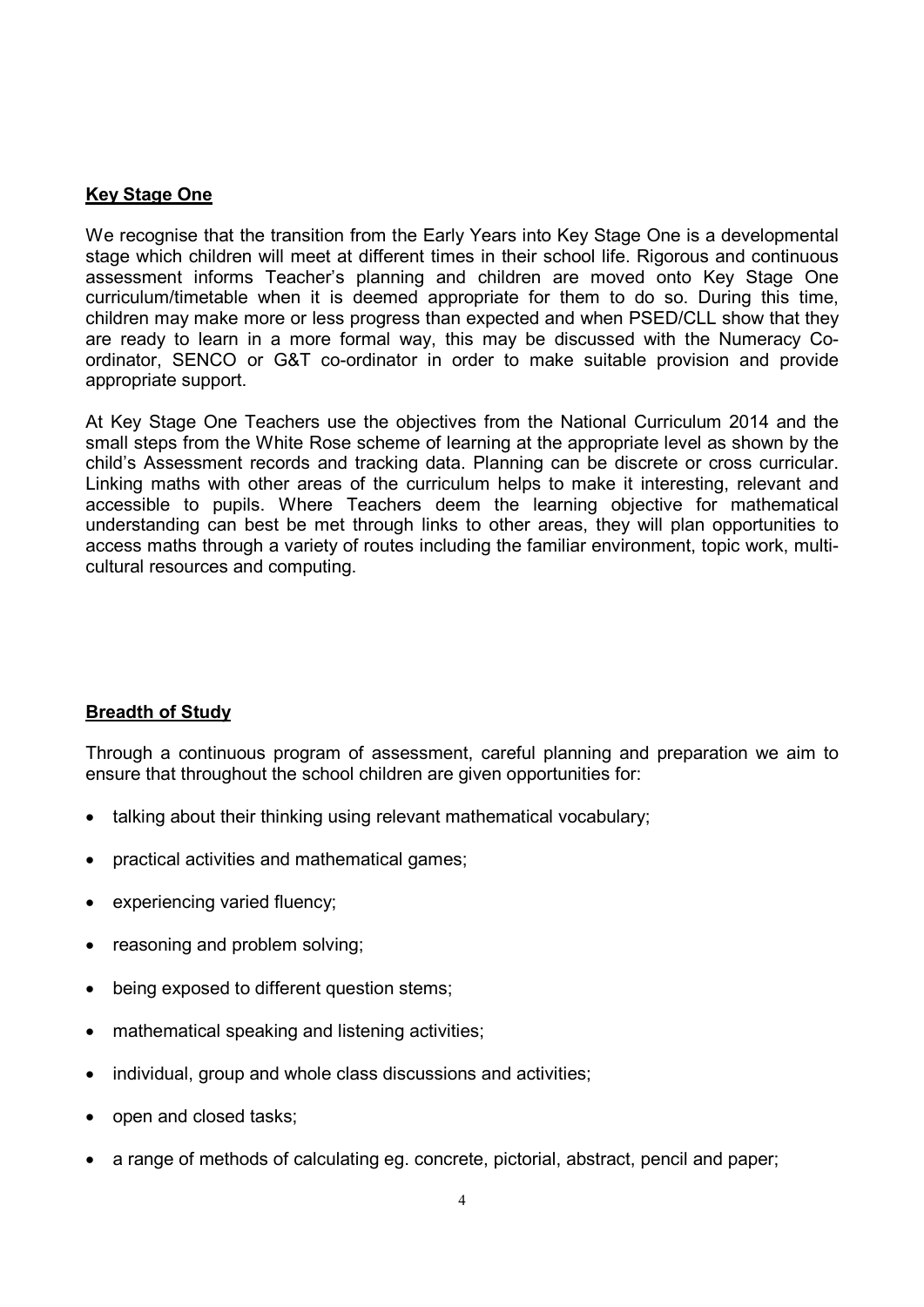## Key Stage One

We recognise that the transition from the Early Years into Key Stage One is a developmental stage which children will meet at different times in their school life. Rigorous and continuous assessment informs Teacher's planning and children are moved onto Key Stage One curriculum/timetable when it is deemed appropriate for them to do so. During this time, children may make more or less progress than expected and when PSED/CLL show that they are ready to learn in a more formal way, this may be discussed with the Numeracy Co-ordinator, SENCO or G&T co-ordinator in order to make suitable provision and provide appropriate support.

At Key Stage One Teachers use the objectives from the National Curriculum 2014 and the small steps from the White Rose scheme of learning at the appropriate level as shown by the child's Assessment records and tracking data. Planning can be discrete or cross curricular. Linking maths with other areas of the curriculum helps to make it interesting, relevant and accessible to pupils. Where Teachers deem the learning objective for mathematical understanding can best be met through links to other areas, they will plan opportunities to access maths through a variety of routes including the familiar environment, topic work, multi-cultural resources and computing.

## Breadth of Study

Through a continuous program of assessment, careful planning and preparation we aim to ensure that throughout the school children are given opportunities for:

- talking about their thinking using relevant mathematical vocabulary;
- practical activities and mathematical games;
- experiencing varied fluency;
- reasoning and problem solving;
- being exposed to different question stems;
- mathematical speaking and listening activities;
- individual, group and whole class discussions and activities;
- open and closed tasks;
- a range of methods of calculating eg. concrete, pictorial, abstract, pencil and paper;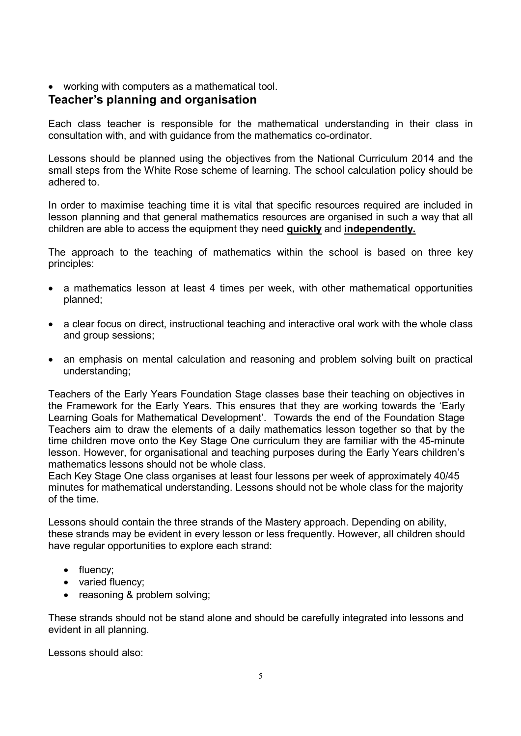- working with computers as a mathematical tool.

## Teacher's planning and organisation

Each class teacher is responsible for the mathematical understanding in their class in consultation with, and with guidance from the mathematics co-ordinator.

Lessons should be planned using the objectives from the National Curriculum 2014 and the small steps from the White Rose scheme of learning. The school calculation policy should be adhered to.

In order to maximise teaching time it is vital that specific resources required are included in lesson planning and that general mathematics resources are organised in such a way that all children are able to access the equipment they need **quickly** and **independently.**

The approach to the teaching of mathematics within the school is based on three key principles:

- a mathematics lesson at least 4 times per week, with other mathematical opportunities planned;
- a clear focus on direct, instructional teaching and interactive oral work with the whole class and group sessions;
- an emphasis on mental calculation and reasoning and problem solving built on practical understanding;

Teachers of the Early Years Foundation Stage classes base their teaching on objectives in the Framework for the Early Years. This ensures that they are working towards the 'Early Learning Goals for Mathematical Development'. Towards the end of the Foundation Stage Teachers aim to draw the elements of a daily mathematics lesson together so that by the time children move onto the Key Stage One curriculum they are familiar with the 45-minute lesson. However, for organisational and teaching purposes during the Early Years children's mathematics lessons should not be whole class.

Each Key Stage One class organises at least four lessons per week of approximately 40/45 minutes for mathematical understanding. Lessons should not be whole class for the majority of the time.

Lessons should contain the three strands of the Mastery approach. Depending on ability, these strands may be evident in every lesson or less frequently. However, all children should have regular opportunities to explore each strand:

- fluency;
- varied fluency;
- reasoning & problem solving;

These strands should not be stand alone and should be carefully integrated into lessons and evident in all planning.

Lessons should also: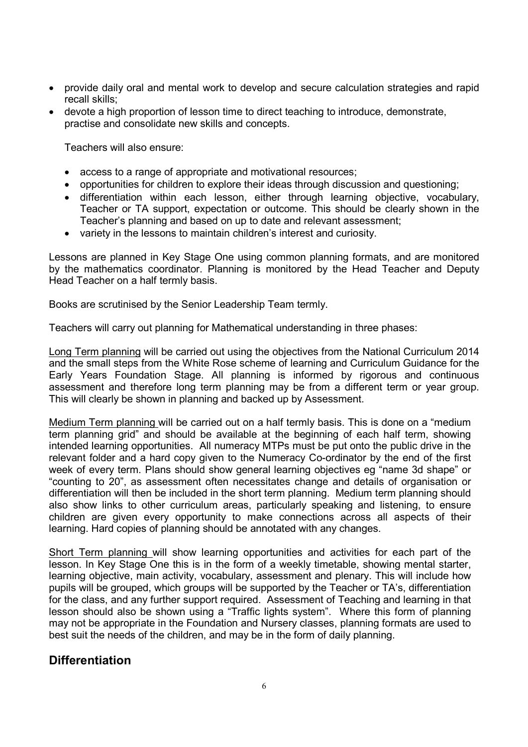- provide daily oral and mental work to develop and secure calculation strategies and rapid recall skills;
- devote a high proportion of lesson time to direct teaching to introduce, demonstrate, practise and consolidate new skills and concepts.

Teachers will also ensure:

- access to a range of appropriate and motivational resources;
- opportunities for children to explore their ideas through discussion and questioning;
- differentiation within each lesson, either through learning objective, vocabulary, Teacher or TA support, expectation or outcome. This should be clearly shown in the Teacher's planning and based on up to date and relevant assessment;
- variety in the lessons to maintain children's interest and curiosity.

Lessons are planned in Key Stage One using common planning formats, and are monitored by the mathematics coordinator. Planning is monitored by the Head Teacher and Deputy Head Teacher on a half termly basis.

Books are scrutinised by the Senior Leadership Team termly.

Teachers will carry out planning for Mathematical understanding in three phases:

Long Term planning will be carried out using the objectives from the National Curriculum 2014 and the small steps from the White Rose scheme of learning and Curriculum Guidance for the Early Years Foundation Stage. All planning is informed by rigorous and continuous assessment and therefore long term planning may be from a different term or year group. This will clearly be shown in planning and backed up by Assessment.

Medium Term planning will be carried out on a half termly basis. This is done on a "medium term planning grid" and should be available at the beginning of each half term, showing intended learning opportunities. All numeracy MTPs must be put onto the public drive in the relevant folder and a hard copy given to the Numeracy Co-ordinator by the end of the first week of every term. Plans should show general learning objectives eg "name 3d shape" or "counting to 20", as assessment often necessitates change and details of organisation or differentiation will then be included in the short term planning. Medium term planning should also show links to other curriculum areas, particularly speaking and listening, to ensure children are given every opportunity to make connections across all aspects of their learning. Hard copies of planning should be annotated with any changes.

Short Term planning will show learning opportunities and activities for each part of the lesson. In Key Stage One this is in the form of a weekly timetable, showing mental starter, learning objective, main activity, vocabulary, assessment and plenary. This will include how pupils will be grouped, which groups will be supported by the Teacher or TA's, differentiation for the class, and any further support required. Assessment of Teaching and learning in that lesson should also be shown using a "Traffic lights system". Where this form of planning may not be appropriate in the Foundation and Nursery classes, planning formats are used to best suit the needs of the children, and may be in the form of daily planning.

## Differentiation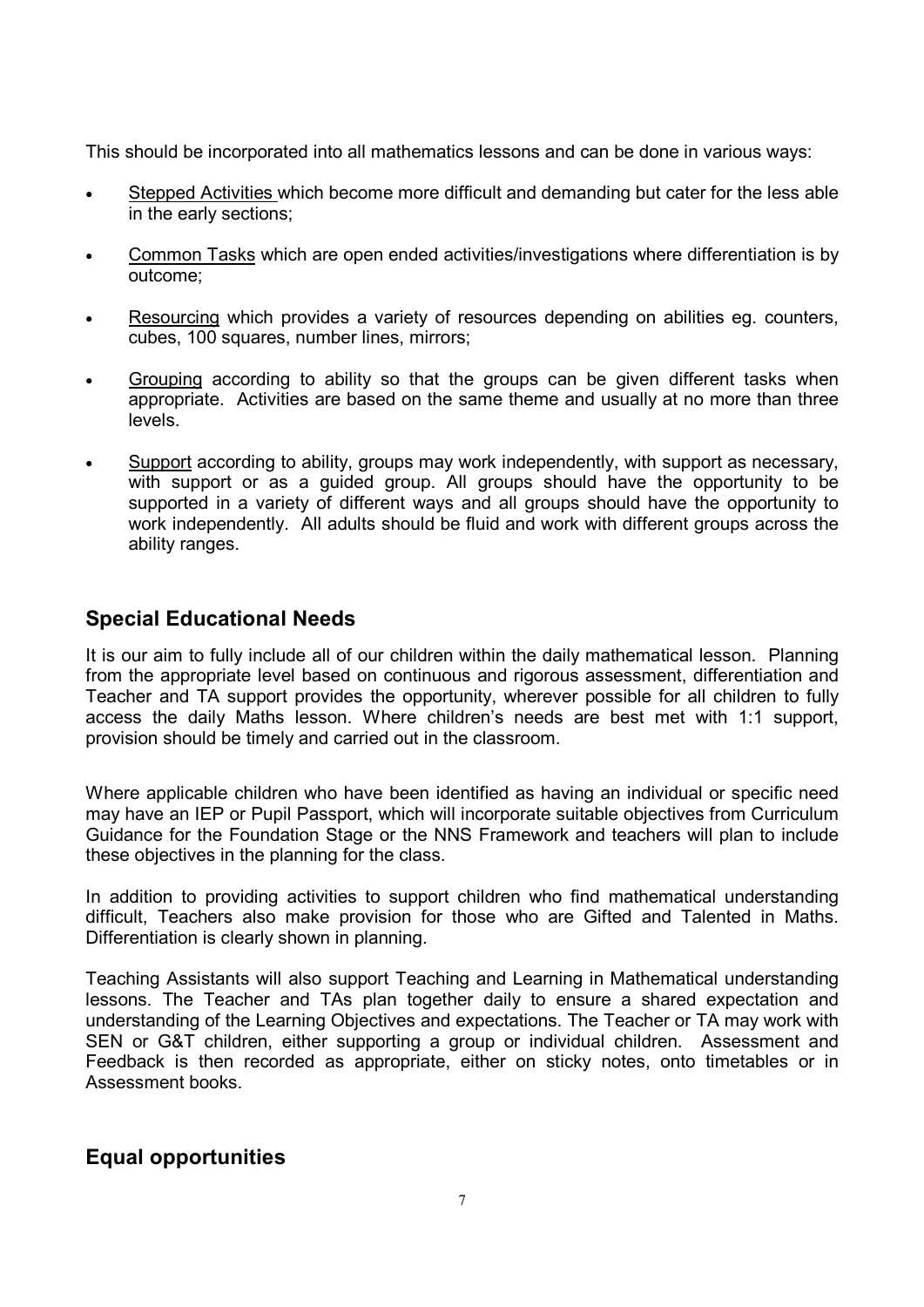This should be incorporated into all mathematics lessons and can be done in various ways:

- Stepped Activities which become more difficult and demanding but cater for the less able in the early sections;
- Common Tasks which are open ended activities/investigations where differentiation is by outcome;
- Resourcing which provides a variety of resources depending on abilities eg. counters, cubes, 100 squares, number lines, mirrors;
- Grouping according to ability so that the groups can be given different tasks when appropriate. Activities are based on the same theme and usually at no more than three levels.
- Support according to ability, groups may work independently, with support as necessary, with support or as a guided group. All groups should have the opportunity to be supported in a variety of different ways and all groups should have the opportunity to work independently. All adults should be fluid and work with different groups across the ability ranges.

## Special Educational Needs

It is our aim to fully include all of our children within the daily mathematical lesson. Planning from the appropriate level based on continuous and rigorous assessment, differentiation and Teacher and TA support provides the opportunity, wherever possible for all children to fully access the daily Maths lesson. Where children's needs are best met with 1:1 support, provision should be timely and carried out in the classroom.

Where applicable children who have been identified as having an individual or specific need may have an IEP or Pupil Passport, which will incorporate suitable objectives from Curriculum Guidance for the Foundation Stage or the NNS Framework and teachers will plan to include these objectives in the planning for the class.

In addition to providing activities to support children who find mathematical understanding difficult, Teachers also make provision for those who are Gifted and Talented in Maths. Differentiation is clearly shown in planning.

Teaching Assistants will also support Teaching and Learning in Mathematical understanding lessons. The Teacher and TAs plan together daily to ensure a shared expectation and understanding of the Learning Objectives and expectations. The Teacher or TA may work with SEN or G&T children, either supporting a group or individual children. Assessment and Feedback is then recorded as appropriate, either on sticky notes, onto timetables or in Assessment books.

## Equal opportunities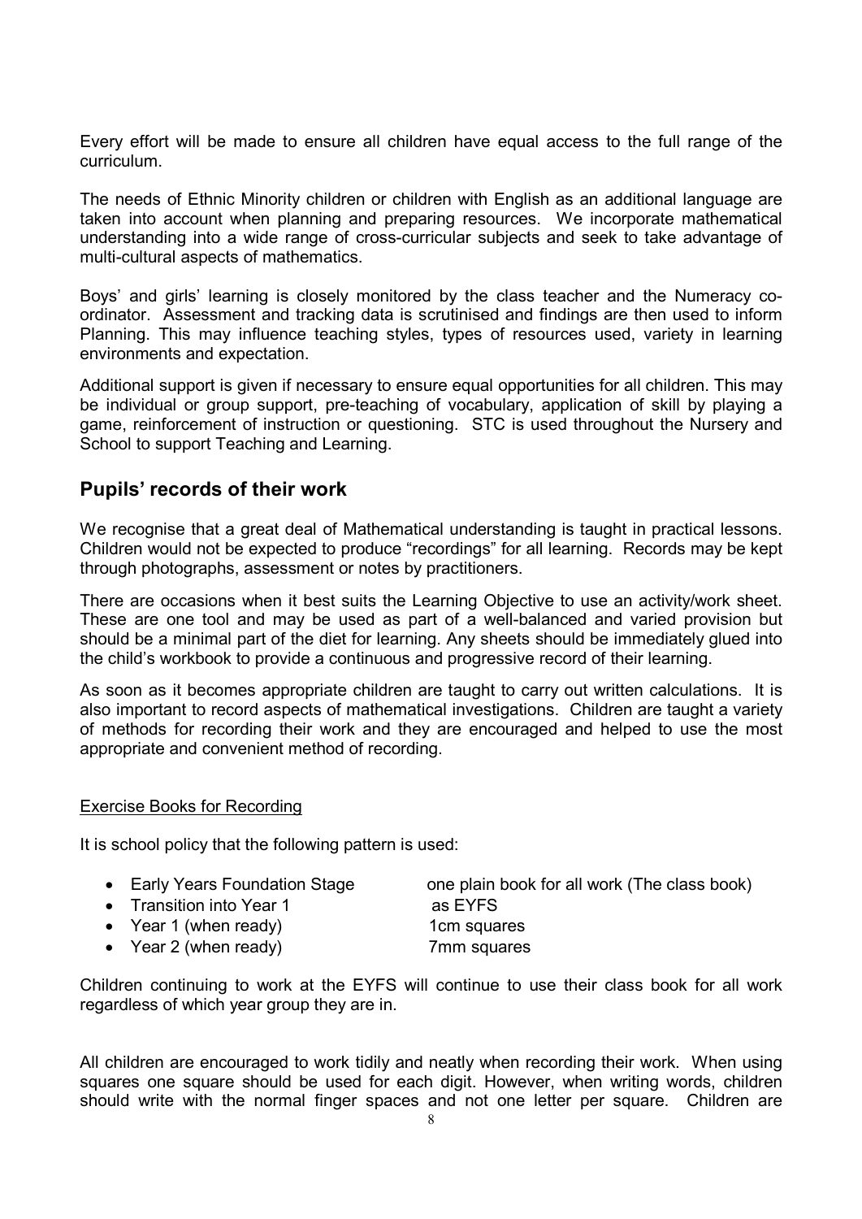Every effort will be made to ensure all children have equal access to the full range of the curriculum.

The needs of Ethnic Minority children or children with English as an additional language are taken into account when planning and preparing resources. We incorporate mathematical understanding into a wide range of cross-curricular subjects and seek to take advantage of multi-cultural aspects of mathematics.

Boys' and girls' learning is closely monitored by the class teacher and the Numeracy co-ordinator. Assessment and tracking data is scrutinised and findings are then used to inform Planning. This may influence teaching styles, types of resources used, variety in learning environments and expectation.

Additional support is given if necessary to ensure equal opportunities for all children. This may be individual or group support, pre-teaching of vocabulary, application of skill by playing a game, reinforcement of instruction or questioning. STC is used throughout the Nursery and School to support Teaching and Learning.

## Pupils' records of their work

We recognise that a great deal of Mathematical understanding is taught in practical lessons. Children would not be expected to produce "recordings" for all learning. Records may be kept through photographs, assessment or notes by practitioners.

There are occasions when it best suits the Learning Objective to use an activity/work sheet. These are one tool and may be used as part of a well-balanced and varied provision but should be a minimal part of the diet for learning. Any sheets should be immediately glued into the child's workbook to provide a continuous and progressive record of their learning.

As soon as it becomes appropriate children are taught to carry out written calculations. It is also important to record aspects of mathematical investigations. Children are taught a variety of methods for recording their work and they are encouraged and helped to use the most appropriate and convenient method of recording.

<u>Exercise Books for Recording</u>

It is school policy that the following pattern is used:

- Early Years Foundation Stage — one plain book for all work (The class book)
- Transition into Year 1 — as EYFS
- Year 1 (when ready) — 1cm squares
- Year 2 (when ready) — 7mm squares

Children continuing to work at the EYFS will continue to use their class book for all work regardless of which year group they are in.

All children are encouraged to work tidily and neatly when recording their work. When using squares one square should be used for each digit. However, when writing words, children should write with the normal finger spaces and not one letter per square. Children are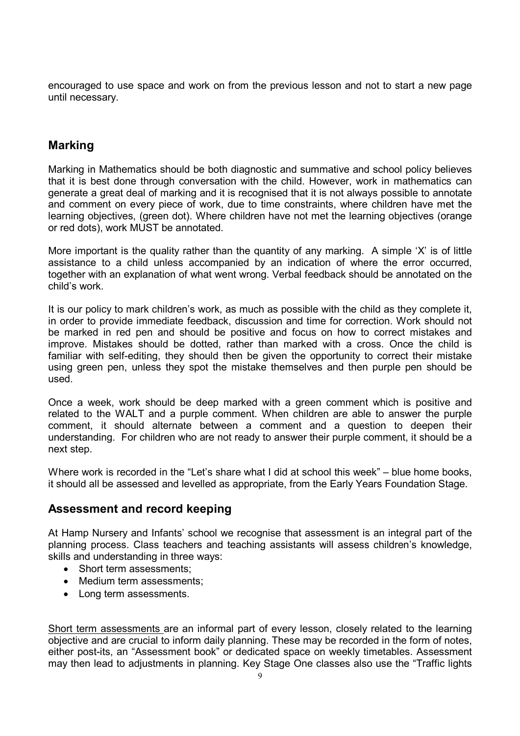encouraged to use space and work on from the previous lesson and not to start a new page until necessary.

## Marking

Marking in Mathematics should be both diagnostic and summative and school policy believes that it is best done through conversation with the child. However, work in mathematics can generate a great deal of marking and it is recognised that it is not always possible to annotate and comment on every piece of work, due to time constraints, where children have met the learning objectives, (green dot). Where children have not met the learning objectives (orange or red dots), work MUST be annotated.

More important is the quality rather than the quantity of any marking. A simple 'X' is of little assistance to a child unless accompanied by an indication of where the error occurred, together with an explanation of what went wrong. Verbal feedback should be annotated on the child's work.

It is our policy to mark children's work, as much as possible with the child as they complete it, in order to provide immediate feedback, discussion and time for correction. Work should not be marked in red pen and should be positive and focus on how to correct mistakes and improve. Mistakes should be dotted, rather than marked with a cross. Once the child is familiar with self-editing, they should then be given the opportunity to correct their mistake using green pen, unless they spot the mistake themselves and then purple pen should be used.

Once a week, work should be deep marked with a green comment which is positive and related to the WALT and a purple comment. When children are able to answer the purple comment, it should alternate between a comment and a question to deepen their understanding. For children who are not ready to answer their purple comment, it should be a next step.

Where work is recorded in the "Let's share what I did at school this week" – blue home books, it should all be assessed and levelled as appropriate, from the Early Years Foundation Stage.

## Assessment and record keeping

At Hamp Nursery and Infants' school we recognise that assessment is an integral part of the planning process. Class teachers and teaching assistants will assess children's knowledge, skills and understanding in three ways:

- Short term assessments;
- Medium term assessments;
- Long term assessments.

Short term assessments are an informal part of every lesson, closely related to the learning objective and are crucial to inform daily planning. These may be recorded in the form of notes, either post-its, an "Assessment book" or dedicated space on weekly timetables. Assessment may then lead to adjustments in planning. Key Stage One classes also use the "Traffic lights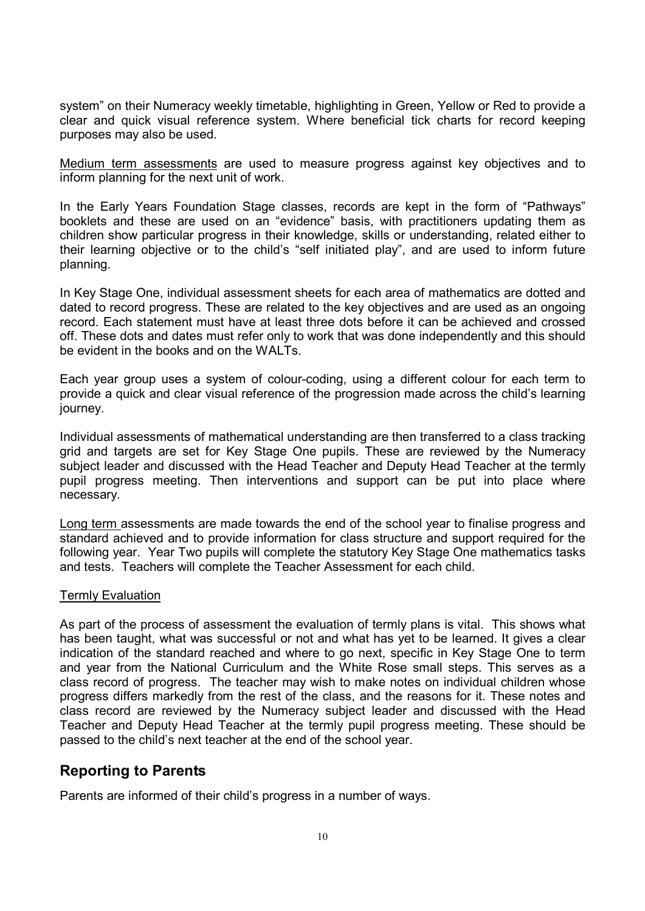system" on their Numeracy weekly timetable, highlighting in Green, Yellow or Red to provide a clear and quick visual reference system. Where beneficial tick charts for record keeping purposes may also be used.

Medium term assessments are used to measure progress against key objectives and to inform planning for the next unit of work.

In the Early Years Foundation Stage classes, records are kept in the form of "Pathways" booklets and these are used on an "evidence" basis, with practitioners updating them as children show particular progress in their knowledge, skills or understanding, related either to their learning objective or to the child's "self initiated play", and are used to inform future planning.

In Key Stage One, individual assessment sheets for each area of mathematics are dotted and dated to record progress. These are related to the key objectives and are used as an ongoing record. Each statement must have at least three dots before it can be achieved and crossed off. These dots and dates must refer only to work that was done independently and this should be evident in the books and on the WALTs.

Each year group uses a system of colour-coding, using a different colour for each term to provide a quick and clear visual reference of the progression made across the child's learning journey.

Individual assessments of mathematical understanding are then transferred to a class tracking grid and targets are set for Key Stage One pupils. These are reviewed by the Numeracy subject leader and discussed with the Head Teacher and Deputy Head Teacher at the termly pupil progress meeting. Then interventions and support can be put into place where necessary.

Long term assessments are made towards the end of the school year to finalise progress and standard achieved and to provide information for class structure and support required for the following year. Year Two pupils will complete the statutory Key Stage One mathematics tasks and tests. Teachers will complete the Teacher Assessment for each child.

Termly Evaluation

As part of the process of assessment the evaluation of termly plans is vital. This shows what has been taught, what was successful or not and what has yet to be learned. It gives a clear indication of the standard reached and where to go next, specific in Key Stage One to term and year from the National Curriculum and the White Rose small steps. This serves as a class record of progress. The teacher may wish to make notes on individual children whose progress differs markedly from the rest of the class, and the reasons for it. These notes and class record are reviewed by the Numeracy subject leader and discussed with the Head Teacher and Deputy Head Teacher at the termly pupil progress meeting. These should be passed to the child's next teacher at the end of the school year.

## Reporting to Parents

Parents are informed of their child's progress in a number of ways.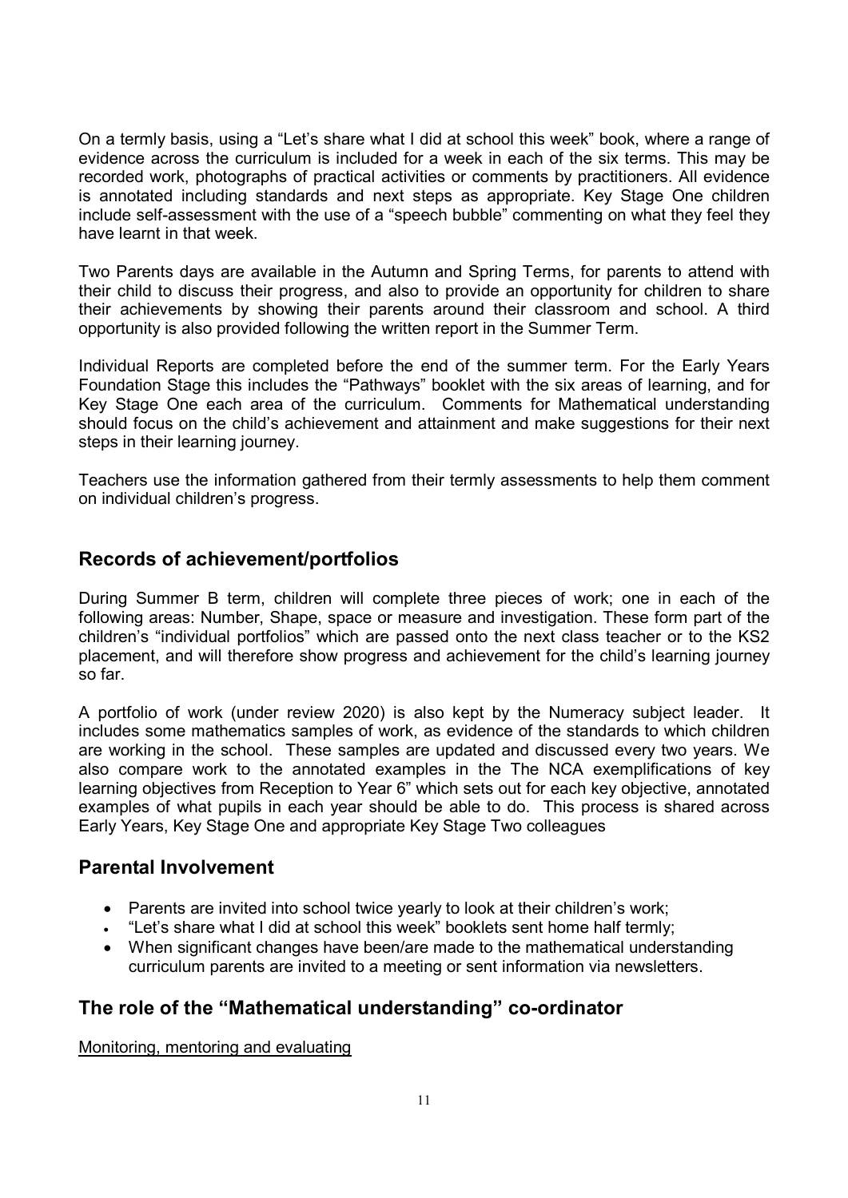On a termly basis, using a "Let's share what I did at school this week" book, where a range of evidence across the curriculum is included for a week in each of the six terms. This may be recorded work, photographs of practical activities or comments by practitioners. All evidence is annotated including standards and next steps as appropriate. Key Stage One children include self-assessment with the use of a "speech bubble" commenting on what they feel they have learnt in that week.

Two Parents days are available in the Autumn and Spring Terms, for parents to attend with their child to discuss their progress, and also to provide an opportunity for children to share their achievements by showing their parents around their classroom and school. A third opportunity is also provided following the written report in the Summer Term.

Individual Reports are completed before the end of the summer term. For the Early Years Foundation Stage this includes the "Pathways" booklet with the six areas of learning, and for Key Stage One each area of the curriculum. Comments for Mathematical understanding should focus on the child's achievement and attainment and make suggestions for their next steps in their learning journey.

Teachers use the information gathered from their termly assessments to help them comment on individual children's progress.

## Records of achievement/portfolios

During Summer B term, children will complete three pieces of work; one in each of the following areas: Number, Shape, space or measure and investigation. These form part of the children's "individual portfolios" which are passed onto the next class teacher or to the KS2 placement, and will therefore show progress and achievement for the child's learning journey so far.

A portfolio of work (under review 2020) is also kept by the Numeracy subject leader. It includes some mathematics samples of work, as evidence of the standards to which children are working in the school. These samples are updated and discussed every two years. We also compare work to the annotated examples in the The NCA exemplifications of key learning objectives from Reception to Year 6" which sets out for each key objective, annotated examples of what pupils in each year should be able to do. This process is shared across Early Years, Key Stage One and appropriate Key Stage Two colleagues

## Parental Involvement

- Parents are invited into school twice yearly to look at their children's work;
- "Let's share what I did at school this week" booklets sent home half termly;
- When significant changes have been/are made to the mathematical understanding curriculum parents are invited to a meeting or sent information via newsletters.

## The role of the "Mathematical understanding" co-ordinator

Monitoring, mentoring and evaluating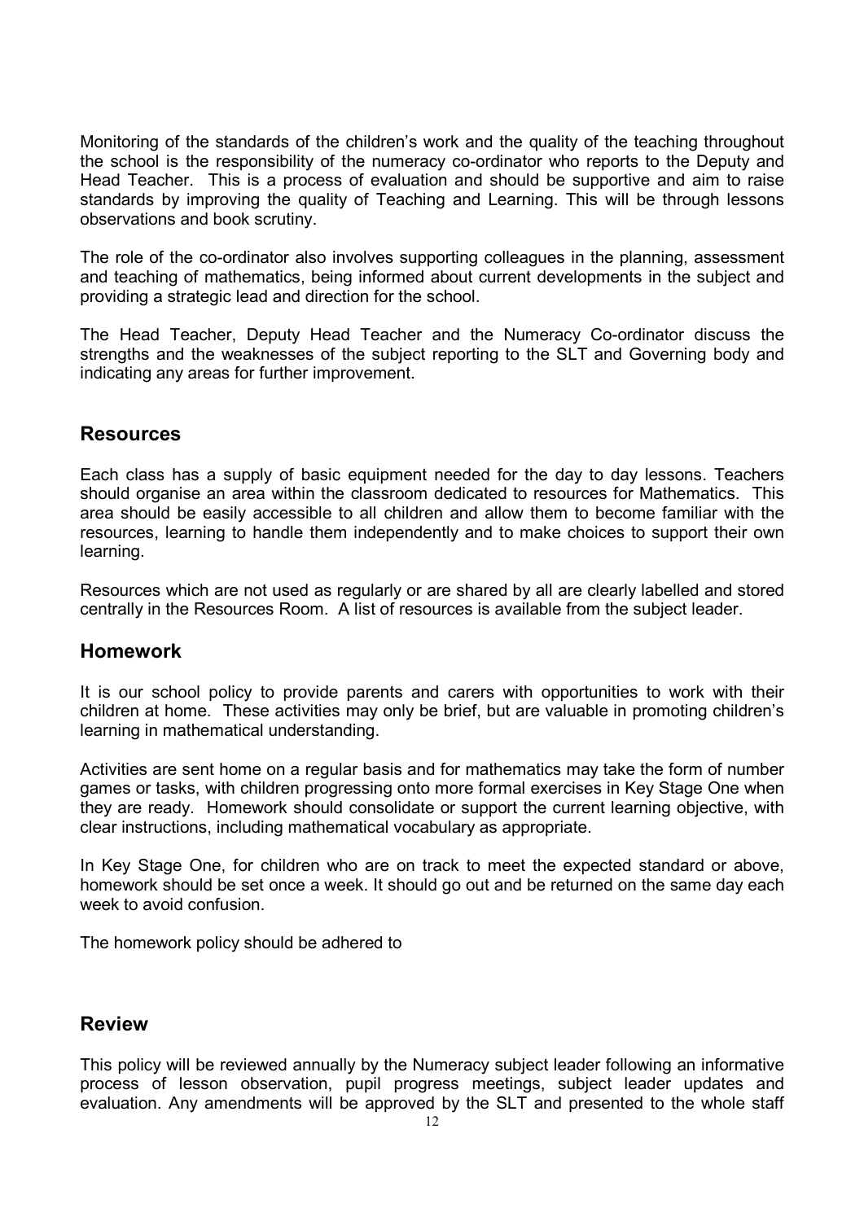Monitoring of the standards of the children's work and the quality of the teaching throughout the school is the responsibility of the numeracy co-ordinator who reports to the Deputy and Head Teacher. This is a process of evaluation and should be supportive and aim to raise standards by improving the quality of Teaching and Learning. This will be through lessons observations and book scrutiny.

The role of the co-ordinator also involves supporting colleagues in the planning, assessment and teaching of mathematics, being informed about current developments in the subject and providing a strategic lead and direction for the school.

The Head Teacher, Deputy Head Teacher and the Numeracy Co-ordinator discuss the strengths and the weaknesses of the subject reporting to the SLT and Governing body and indicating any areas for further improvement.

## Resources

Each class has a supply of basic equipment needed for the day to day lessons. Teachers should organise an area within the classroom dedicated to resources for Mathematics. This area should be easily accessible to all children and allow them to become familiar with the resources, learning to handle them independently and to make choices to support their own learning.

Resources which are not used as regularly or are shared by all are clearly labelled and stored centrally in the Resources Room. A list of resources is available from the subject leader.

## Homework

It is our school policy to provide parents and carers with opportunities to work with their children at home. These activities may only be brief, but are valuable in promoting children's learning in mathematical understanding.

Activities are sent home on a regular basis and for mathematics may take the form of number games or tasks, with children progressing onto more formal exercises in Key Stage One when they are ready. Homework should consolidate or support the current learning objective, with clear instructions, including mathematical vocabulary as appropriate.

In Key Stage One, for children who are on track to meet the expected standard or above, homework should be set once a week. It should go out and be returned on the same day each week to avoid confusion.

The homework policy should be adhered to

## Review

This policy will be reviewed annually by the Numeracy subject leader following an informative process of lesson observation, pupil progress meetings, subject leader updates and evaluation. Any amendments will be approved by the SLT and presented to the whole staff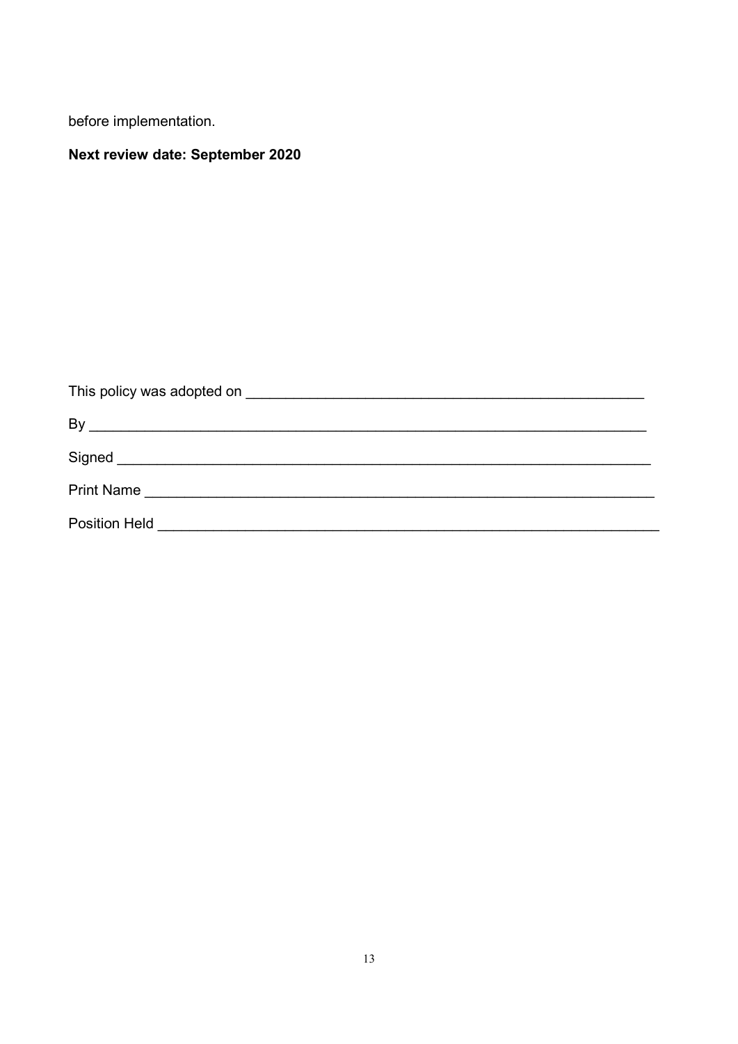before implementation.

**Next review date: September 2020**

This policy was adopted on ______________________________________________

By ____________________________________________________________________

Signed _________________________________________________________________

Print Name _____________________________________________________________

Position Held ___________________________________________________________